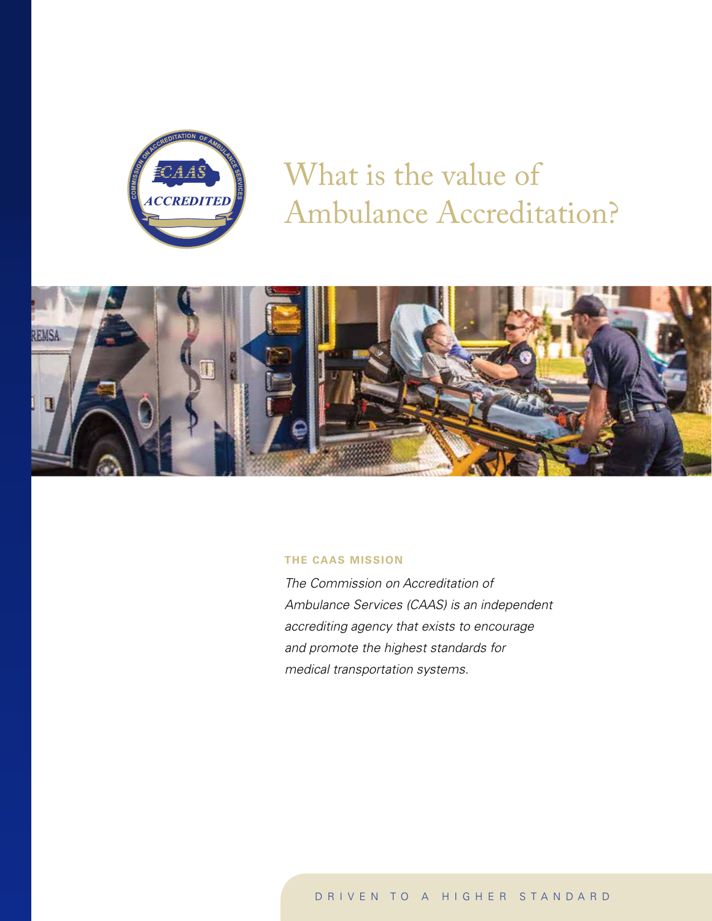# What is the value of Ambulance Accreditation?

**THE CAAS MISSION**

*The Commission on Accreditation of Ambulance Services (CAAS) is an independent accrediting agency that exists to encourage and promote the highest standards for medical transportation systems.*

DRIVEN TO A HIGHER STANDARD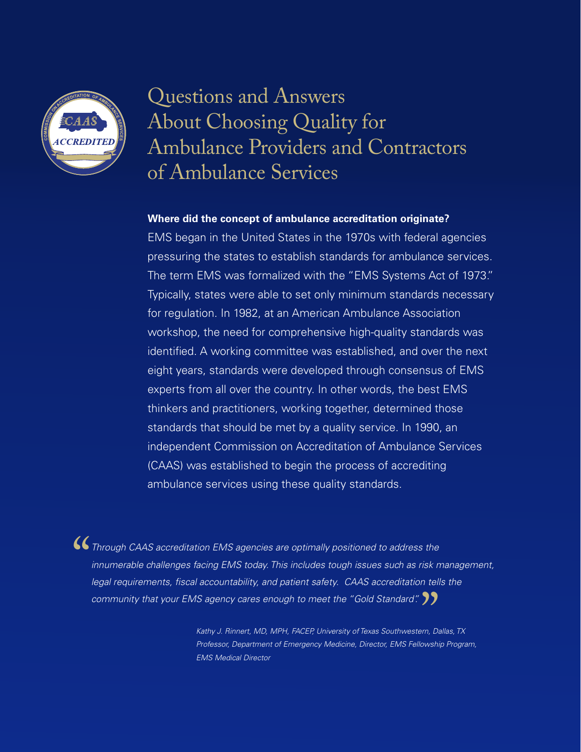# Questions and Answers About Choosing Quality for Ambulance Providers and Contractors of Ambulance Services

**Where did the concept of ambulance accreditation originate?**

EMS began in the United States in the 1970s with federal agencies pressuring the states to establish standards for ambulance services. The term EMS was formalized with the "EMS Systems Act of 1973." Typically, states were able to set only minimum standards necessary for regulation. In 1982, at an American Ambulance Association workshop, the need for comprehensive high-quality standards was identified. A working committee was established, and over the next eight years, standards were developed through consensus of EMS experts from all over the country. In other words, the best EMS thinkers and practitioners, working together, determined those standards that should be met by a quality service. In 1990, an independent Commission on Accreditation of Ambulance Services (CAAS) was established to begin the process of accrediting ambulance services using these quality standards.

> *"Through CAAS accreditation EMS agencies are optimally positioned to address the innumerable challenges facing EMS today. This includes tough issues such as risk management, legal requirements, fiscal accountability, and patient safety. CAAS accreditation tells the community that your EMS agency cares enough to meet the "Gold Standard"."*
>
> *Kathy J. Rinnert, MD, MPH, FACEP, University of Texas Southwestern, Dallas, TX*
> *Professor, Department of Emergency Medicine, Director, EMS Fellowship Program,*
> *EMS Medical Director*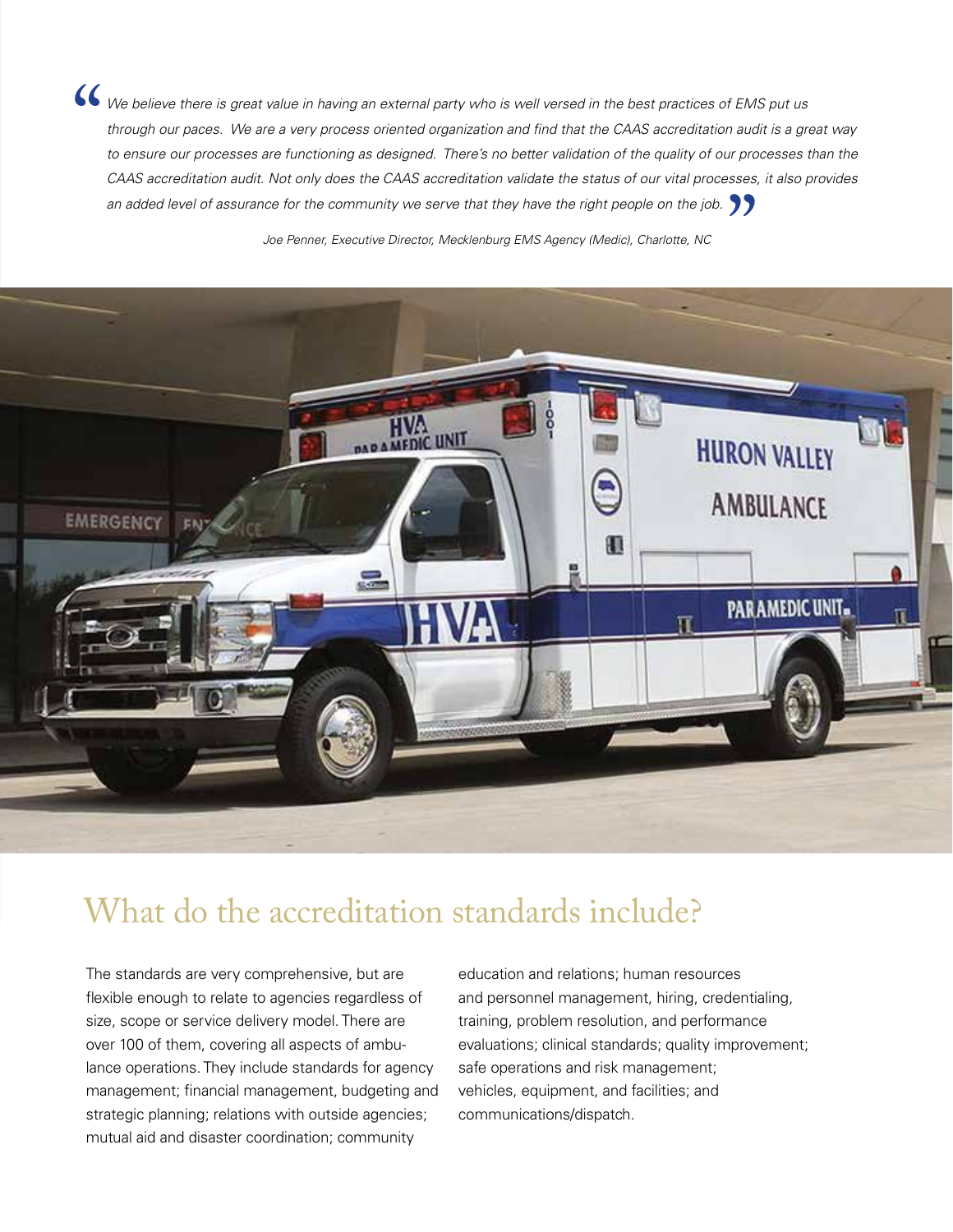> *We believe there is great value in having an external party who is well versed in the best practices of EMS put us through our paces. We are a very process oriented organization and find that the CAAS accreditation audit is a great way to ensure our processes are functioning as designed. There's no better validation of the quality of our processes than the CAAS accreditation audit. Not only does the CAAS accreditation validate the status of our vital processes, it also provides an added level of assurance for the community we serve that they have the right people on the job.*
>
> *Joe Penner, Executive Director, Mecklenburg EMS Agency (Medic), Charlotte, NC*

## What do the accreditation standards include?

The standards are very comprehensive, but are flexible enough to relate to agencies regardless of size, scope or service delivery model. There are over 100 of them, covering all aspects of ambulance operations. They include standards for agency management; financial management, budgeting and strategic planning; relations with outside agencies; mutual aid and disaster coordination; community education and relations; human resources and personnel management, hiring, credentialing, training, problem resolution, and performance evaluations; clinical standards; quality improvement; safe operations and risk management; vehicles, equipment, and facilities; and communications/dispatch.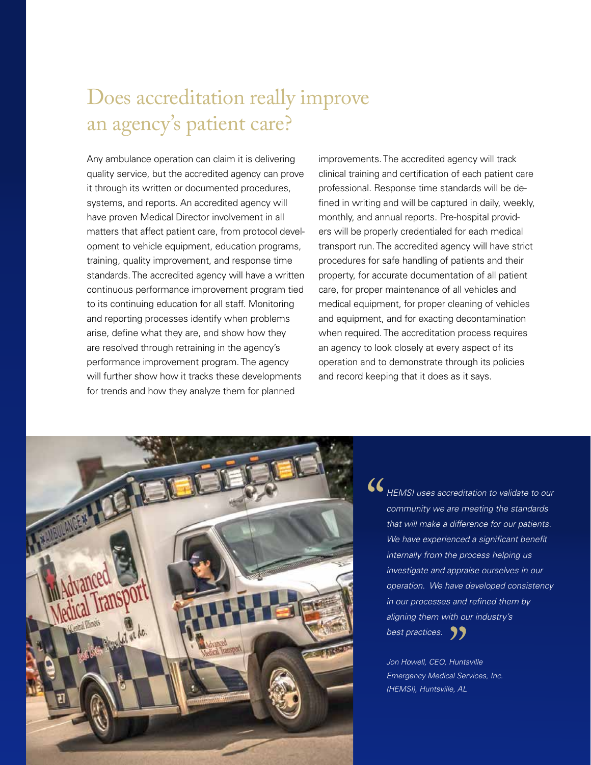# Does accreditation really improve an agency's patient care?

Any ambulance operation can claim it is delivering quality service, but the accredited agency can prove it through its written or documented procedures, systems, and reports. An accredited agency will have proven Medical Director involvement in all matters that affect patient care, from protocol development to vehicle equipment, education programs, training, quality improvement, and response time standards. The accredited agency will have a written continuous performance improvement program tied to its continuing education for all staff. Monitoring and reporting processes identify when problems arise, define what they are, and show how they are resolved through retraining in the agency's performance improvement program. The agency will further show how it tracks these developments for trends and how they analyze them for planned improvements. The accredited agency will track clinical training and certification of each patient care professional. Response time standards will be defined in writing and will be captured in daily, weekly, monthly, and annual reports. Pre-hospital providers will be properly credentialed for each medical transport run. The accredited agency will have strict procedures for safe handling of patients and their property, for accurate documentation of all patient care, for proper maintenance of all vehicles and medical equipment, for proper cleaning of vehicles and equipment, and for exacting decontamination when required. The accreditation process requires an agency to look closely at every aspect of its operation and to demonstrate through its policies and record keeping that it does as it says.

> *"HEMSI uses accreditation to validate to our community we are meeting the standards that will make a difference for our patients. We have experienced a significant benefit internally from the process helping us investigate and appraise ourselves in our operation. We have developed consistency in our processes and refined them by aligning them with our industry's best practices."*
>
> *Jon Howell, CEO, Huntsville Emergency Medical Services, Inc. (HEMSI), Huntsville, AL*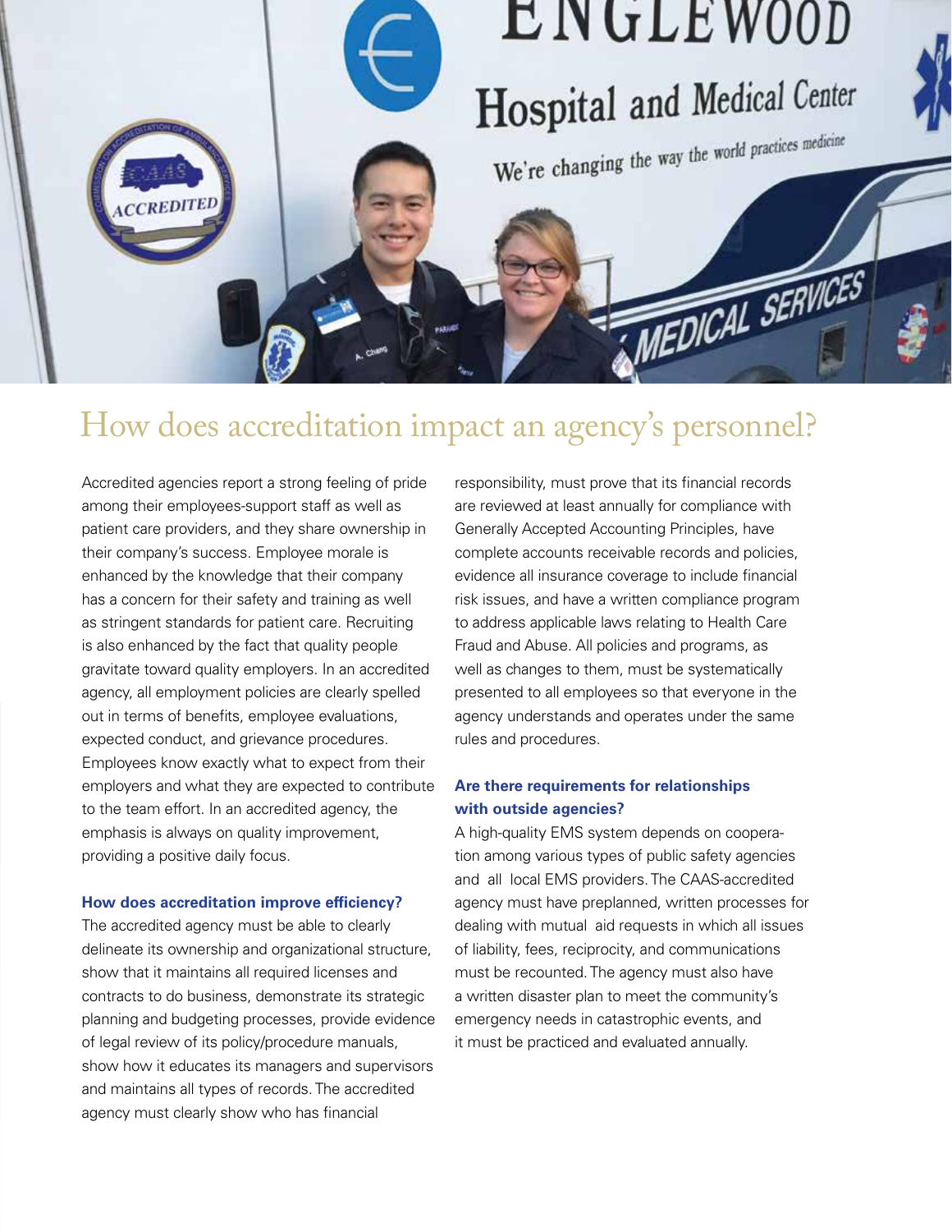# How does accreditation impact an agency's personnel?

Accredited agencies report a strong feeling of pride among their employees-support staff as well as patient care providers, and they share ownership in their company's success. Employee morale is enhanced by the knowledge that their company has a concern for their safety and training as well as stringent standards for patient care. Recruiting is also enhanced by the fact that quality people gravitate toward quality employers. In an accredited agency, all employment policies are clearly spelled out in terms of benefits, employee evaluations, expected conduct, and grievance procedures. Employees know exactly what to expect from their employers and what they are expected to contribute to the team effort. In an accredited agency, the emphasis is always on quality improvement, providing a positive daily focus.

### How does accreditation improve efficiency?

The accredited agency must be able to clearly delineate its ownership and organizational structure, show that it maintains all required licenses and contracts to do business, demonstrate its strategic planning and budgeting processes, provide evidence of legal review of its policy/procedure manuals, show how it educates its managers and supervisors and maintains all types of records. The accredited agency must clearly show who has financial responsibility, must prove that its financial records are reviewed at least annually for compliance with Generally Accepted Accounting Principles, have complete accounts receivable records and policies, evidence all insurance coverage to include financial risk issues, and have a written compliance program to address applicable laws relating to Health Care Fraud and Abuse. All policies and programs, as well as changes to them, must be systematically presented to all employees so that everyone in the agency understands and operates under the same rules and procedures.

### Are there requirements for relationships with outside agencies?

A high-quality EMS system depends on cooperation among various types of public safety agencies and all local EMS providers. The CAAS-accredited agency must have preplanned, written processes for dealing with mutual aid requests in which all issues of liability, fees, reciprocity, and communications must be recounted. The agency must also have a written disaster plan to meet the community's emergency needs in catastrophic events, and it must be practiced and evaluated annually.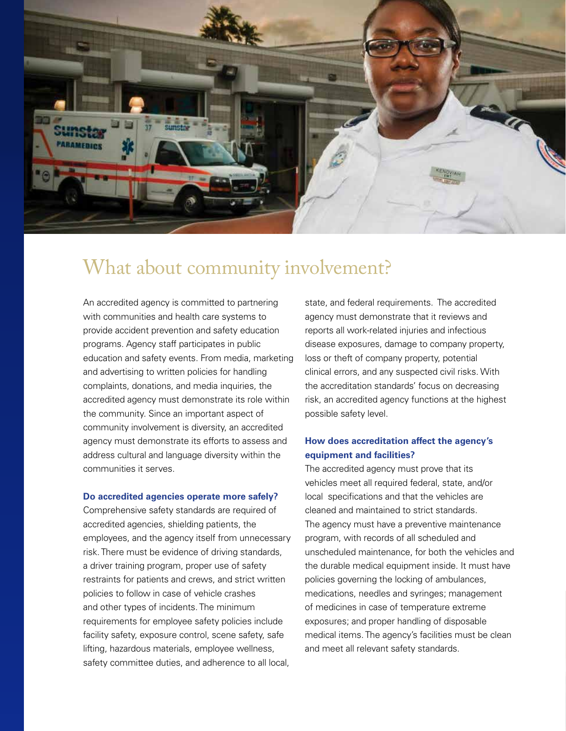# What about community involvement?

An accredited agency is committed to partnering with communities and health care systems to provide accident prevention and safety education programs. Agency staff participates in public education and safety events. From media, marketing and advertising to written policies for handling complaints, donations, and media inquiries, the accredited agency must demonstrate its role within the community. Since an important aspect of community involvement is diversity, an accredited agency must demonstrate its efforts to assess and address cultural and language diversity within the communities it serves.

**Do accredited agencies operate more safely?**

Comprehensive safety standards are required of accredited agencies, shielding patients, the employees, and the agency itself from unnecessary risk. There must be evidence of driving standards, a driver training program, proper use of safety restraints for patients and crews, and strict written policies to follow in case of vehicle crashes and other types of incidents. The minimum requirements for employee safety policies include facility safety, exposure control, scene safety, safe lifting, hazardous materials, employee wellness, safety committee duties, and adherence to all local, state, and federal requirements. The accredited agency must demonstrate that it reviews and reports all work-related injuries and infectious disease exposures, damage to company property, loss or theft of company property, potential clinical errors, and any suspected civil risks. With the accreditation standards' focus on decreasing risk, an accredited agency functions at the highest possible safety level.

**How does accreditation affect the agency's equipment and facilities?**

The accredited agency must prove that its vehicles meet all required federal, state, and/or local specifications and that the vehicles are cleaned and maintained to strict standards. The agency must have a preventive maintenance program, with records of all scheduled and unscheduled maintenance, for both the vehicles and the durable medical equipment inside. It must have policies governing the locking of ambulances, medications, needles and syringes; management of medicines in case of temperature extreme exposures; and proper handling of disposable medical items. The agency's facilities must be clean and meet all relevant safety standards.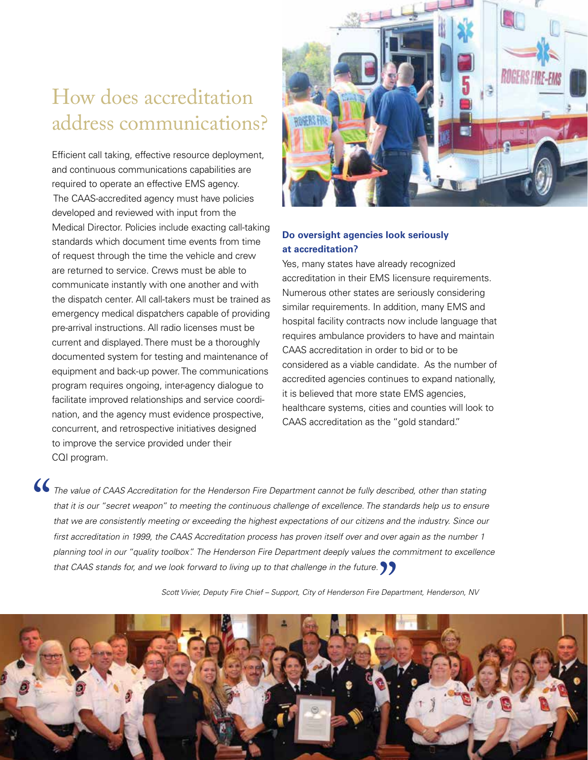# How does accreditation address communications?

Efficient call taking, effective resource deployment, and continuous communications capabilities are required to operate an effective EMS agency. The CAAS-accredited agency must have policies developed and reviewed with input from the Medical Director. Policies include exacting call-taking standards which document time events from time of request through the time the vehicle and crew are returned to service. Crews must be able to communicate instantly with one another and with the dispatch center. All call-takers must be trained as emergency medical dispatchers capable of providing pre-arrival instructions. All radio licenses must be current and displayed. There must be a thoroughly documented system for testing and maintenance of equipment and back-up power. The communications program requires ongoing, inter-agency dialogue to facilitate improved relationships and service coordination, and the agency must evidence prospective, concurrent, and retrospective initiatives designed to improve the service provided under their CQI program.

**Do oversight agencies look seriously at accreditation?**

Yes, many states have already recognized accreditation in their EMS licensure requirements. Numerous other states are seriously considering similar requirements. In addition, many EMS and hospital facility contracts now include language that requires ambulance providers to have and maintain CAAS accreditation in order to bid or to be considered as a viable candidate. As the number of accredited agencies continues to expand nationally, it is believed that more state EMS agencies, healthcare systems, cities and counties will look to CAAS accreditation as the "gold standard."

> *"The value of CAAS Accreditation for the Henderson Fire Department cannot be fully described, other than stating that it is our "secret weapon" to meeting the continuous challenge of excellence. The standards help us to ensure that we are consistently meeting or exceeding the highest expectations of our citizens and the industry. Since our first accreditation in 1999, the CAAS Accreditation process has proven itself over and over again as the number 1 planning tool in our "quality toolbox". The Henderson Fire Department deeply values the commitment to excellence that CAAS stands for, and we look forward to living up to that challenge in the future."*
>
> *Scott Vivier, Deputy Fire Chief – Support, City of Henderson Fire Department, Henderson, NV*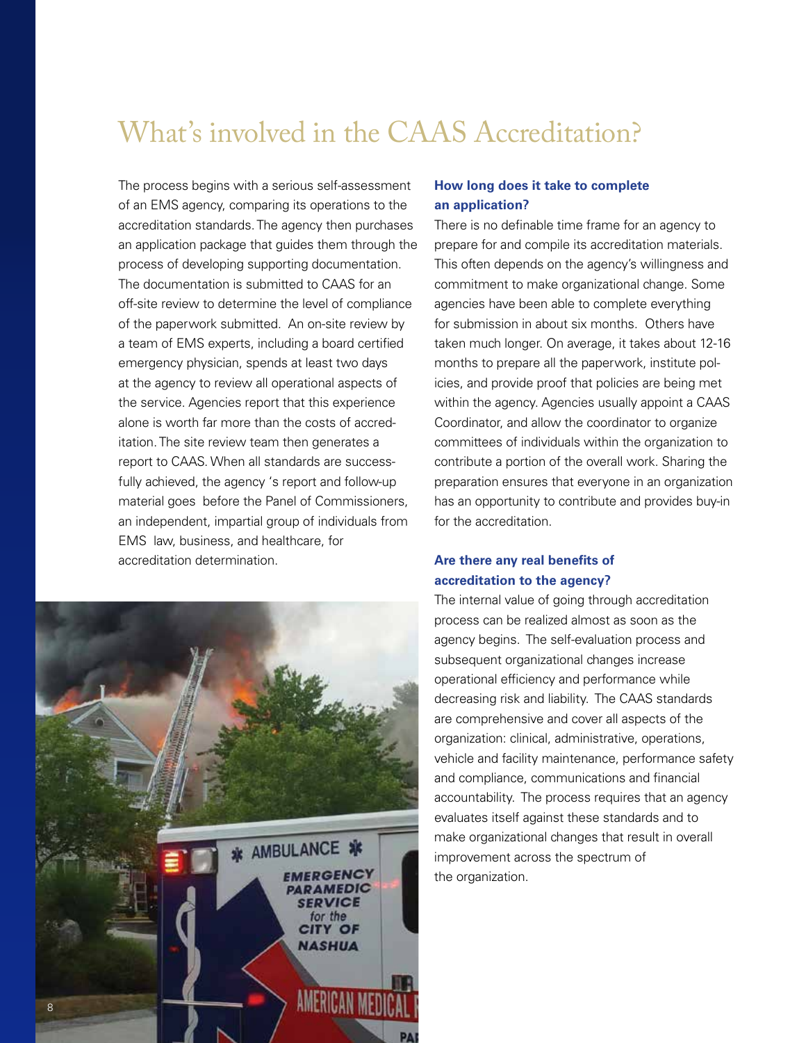# What's involved in the CAAS Accreditation?

The process begins with a serious self-assessment of an EMS agency, comparing its operations to the accreditation standards. The agency then purchases an application package that guides them through the process of developing supporting documentation. The documentation is submitted to CAAS for an off-site review to determine the level of compliance of the paperwork submitted. An on-site review by a team of EMS experts, including a board certified emergency physician, spends at least two days at the agency to review all operational aspects of the service. Agencies report that this experience alone is worth far more than the costs of accreditation. The site review team then generates a report to CAAS. When all standards are successfully achieved, the agency 's report and follow-up material goes before the Panel of Commissioners, an independent, impartial group of individuals from EMS law, business, and healthcare, for accreditation determination.

**How long does it take to complete an application?**

There is no definable time frame for an agency to prepare for and compile its accreditation materials. This often depends on the agency's willingness and commitment to make organizational change. Some agencies have been able to complete everything for submission in about six months. Others have taken much longer. On average, it takes about 12-16 months to prepare all the paperwork, institute policies, and provide proof that policies are being met within the agency. Agencies usually appoint a CAAS Coordinator, and allow the coordinator to organize committees of individuals within the organization to contribute a portion of the overall work. Sharing the preparation ensures that everyone in an organization has an opportunity to contribute and provides buy-in for the accreditation.

**Are there any real benefits of accreditation to the agency?**

The internal value of going through accreditation process can be realized almost as soon as the agency begins. The self-evaluation process and subsequent organizational changes increase operational efficiency and performance while decreasing risk and liability. The CAAS standards are comprehensive and cover all aspects of the organization: clinical, administrative, operations, vehicle and facility maintenance, performance safety and compliance, communications and financial accountability. The process requires that an agency evaluates itself against these standards and to make organizational changes that result in overall improvement across the spectrum of the organization.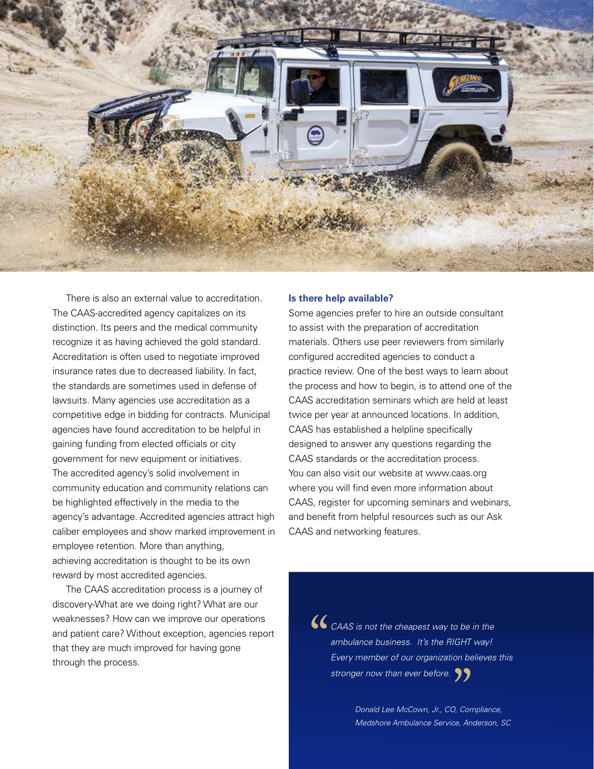There is also an external value to accreditation. The CAAS-accredited agency capitalizes on its distinction. Its peers and the medical community recognize it as having achieved the gold standard. Accreditation is often used to negotiate improved insurance rates due to decreased liability. In fact, the standards are sometimes used in defense of lawsuits. Many agencies use accreditation as a competitive edge in bidding for contracts. Municipal agencies have found accreditation to be helpful in gaining funding from elected officials or city government for new equipment or initiatives. The accredited agency's solid involvement in community education and community relations can be highlighted effectively in the media to the agency's advantage. Accredited agencies attract high caliber employees and show marked improvement in employee retention. More than anything, achieving accreditation is thought to be its own reward by most accredited agencies.

The CAAS accreditation process is a journey of discovery-What are we doing right? What are our weaknesses? How can we improve our operations and patient care? Without exception, agencies report that they are much improved for having gone through the process.

### Is there help available?

Some agencies prefer to hire an outside consultant to assist with the preparation of accreditation materials. Others use peer reviewers from similarly configured accredited agencies to conduct a practice review. One of the best ways to learn about the process and how to begin, is to attend one of the CAAS accreditation seminars which are held at least twice per year at announced locations. In addition, CAAS has established a helpline specifically designed to answer any questions regarding the CAAS standards or the accreditation process. You can also visit our website at www.caas.org where you will find even more information about CAAS, register for upcoming seminars and webinars, and benefit from helpful resources such as our Ask CAAS and networking features.

> *"CAAS is not the cheapest way to be in the ambulance business. It's the RIGHT way! Every member of our organization believes this stronger now than ever before."*
>
> *Donald Lee McCown, Jr., CO, Compliance, Medshore Ambulance Service, Anderson, SC*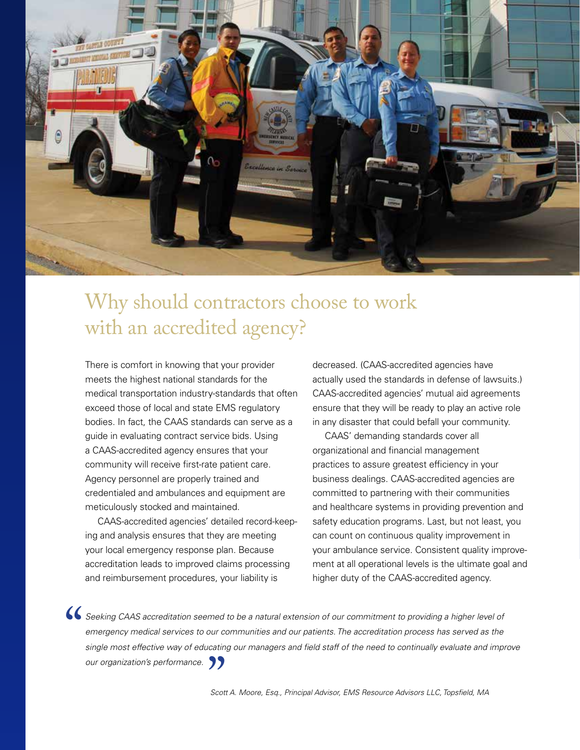# Why should contractors choose to work with an accredited agency?

There is comfort in knowing that your provider meets the highest national standards for the medical transportation industry-standards that often exceed those of local and state EMS regulatory bodies. In fact, the CAAS standards can serve as a guide in evaluating contract service bids. Using a CAAS-accredited agency ensures that your community will receive first-rate patient care. Agency personnel are properly trained and credentialed and ambulances and equipment are meticulously stocked and maintained.

CAAS-accredited agencies' detailed record-keeping and analysis ensures that they are meeting your local emergency response plan. Because accreditation leads to improved claims processing and reimbursement procedures, your liability is decreased. (CAAS-accredited agencies have actually used the standards in defense of lawsuits.) CAAS-accredited agencies' mutual aid agreements ensure that they will be ready to play an active role in any disaster that could befall your community.

CAAS' demanding standards cover all organizational and financial management practices to assure greatest efficiency in your business dealings. CAAS-accredited agencies are committed to partnering with their communities and healthcare systems in providing prevention and safety education programs. Last, but not least, you can count on continuous quality improvement in your ambulance service. Consistent quality improvement at all operational levels is the ultimate goal and higher duty of the CAAS-accredited agency.

> *"Seeking CAAS accreditation seemed to be a natural extension of our commitment to providing a higher level of emergency medical services to our communities and our patients. The accreditation process has served as the single most effective way of educating our managers and field staff of the need to continually evaluate and improve our organization's performance."*
>
> *Scott A. Moore, Esq., Principal Advisor, EMS Resource Advisors LLC, Topsfield, MA*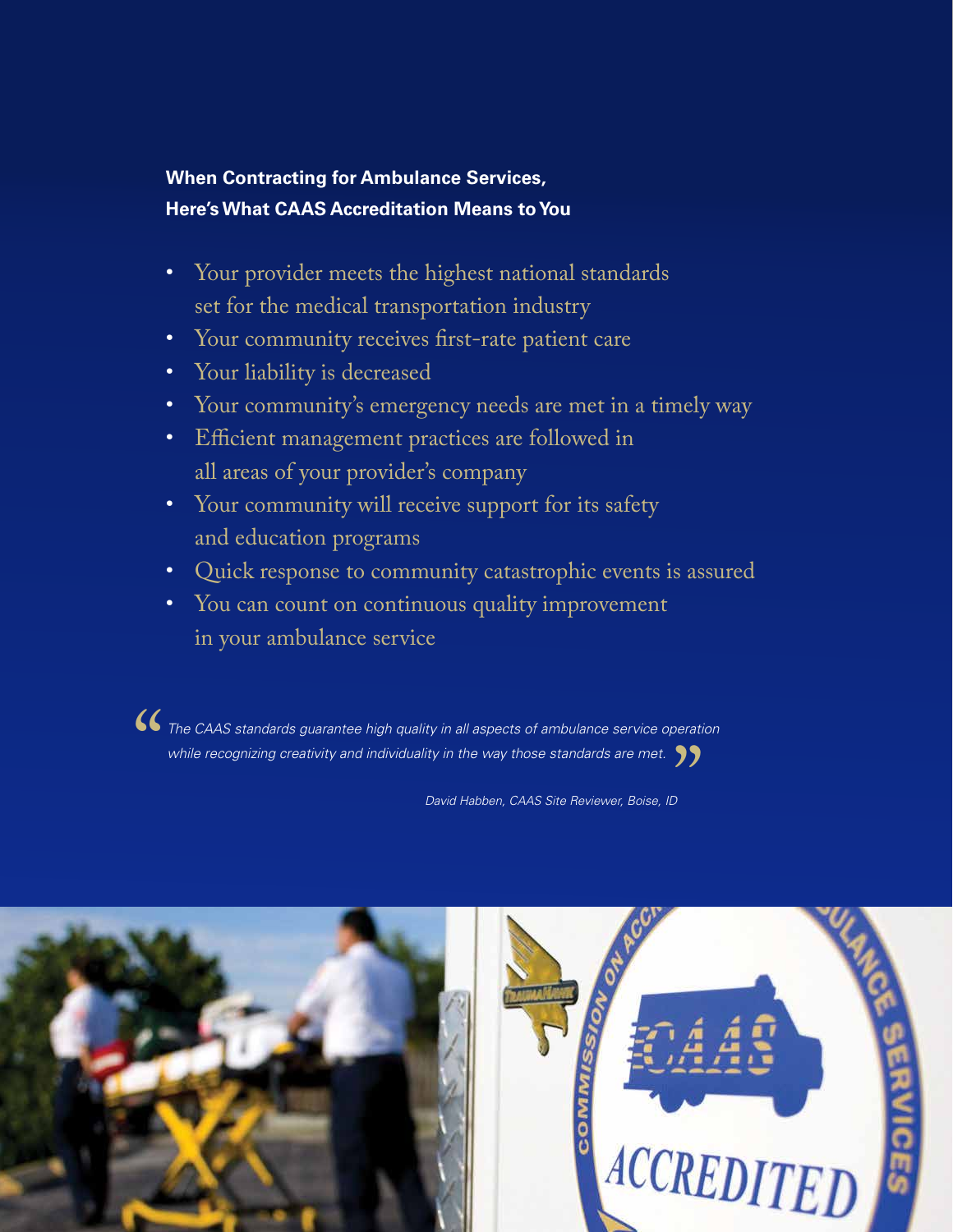**When Contracting for Ambulance Services, Here's What CAAS Accreditation Means to You**

- Your provider meets the highest national standards set for the medical transportation industry
- Your community receives first-rate patient care
- Your liability is decreased
- Your community's emergency needs are met in a timely way
- Efficient management practices are followed in all areas of your provider's company
- Your community will receive support for its safety and education programs
- Quick response to community catastrophic events is assured
- You can count on continuous quality improvement in your ambulance service

> *"The CAAS standards guarantee high quality in all aspects of ambulance service operation while recognizing creativity and individuality in the way those standards are met."*
>
> *David Habben, CAAS Site Reviewer, Boise, ID*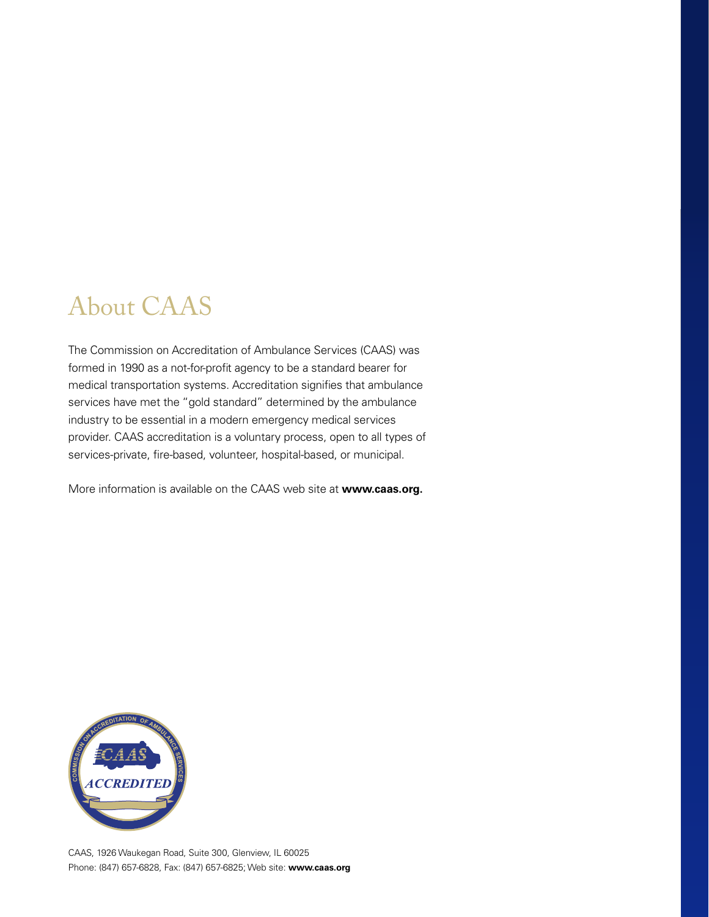# About CAAS

The Commission on Accreditation of Ambulance Services (CAAS) was formed in 1990 as a not-for-profit agency to be a standard bearer for medical transportation systems. Accreditation signifies that ambulance services have met the "gold standard" determined by the ambulance industry to be essential in a modern emergency medical services provider. CAAS accreditation is a voluntary process, open to all types of services-private, fire-based, volunteer, hospital-based, or municipal.

More information is available on the CAAS web site at **www.caas.org.**

CAAS, 1926 Waukegan Road, Suite 300, Glenview, IL 60025
Phone: (847) 657-6828, Fax: (847) 657-6825; Web site: **www.caas.org**